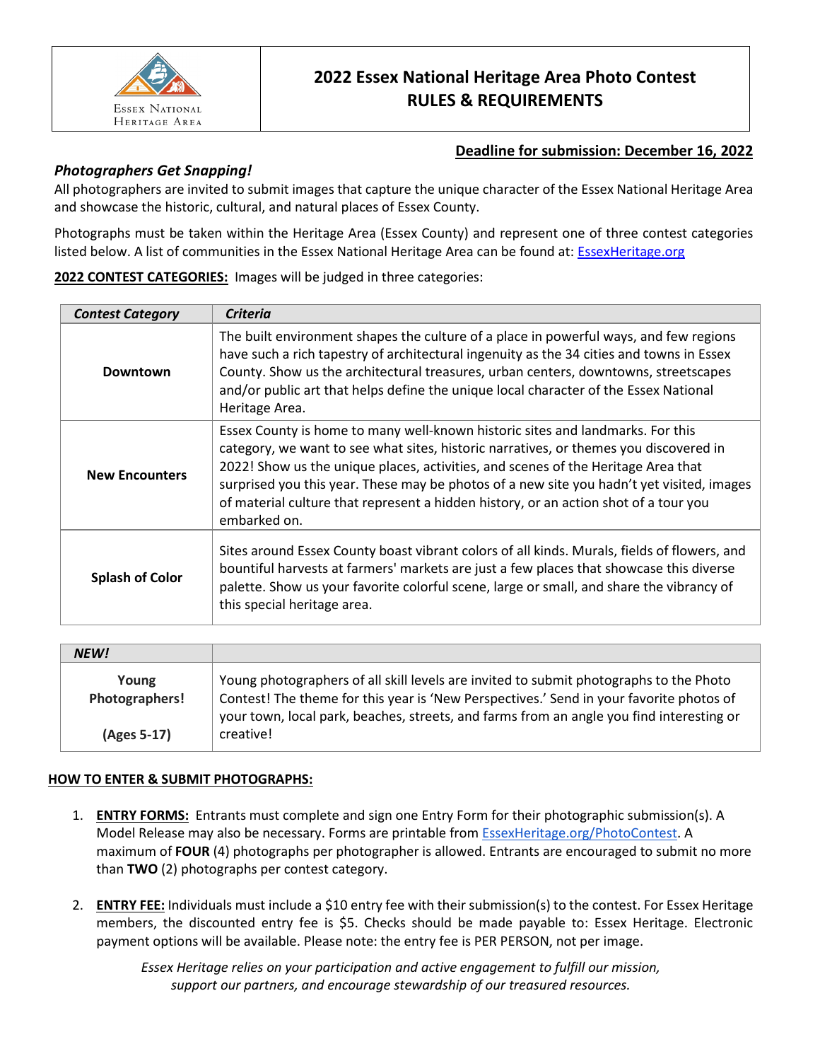Essex National Heritage Area

# 2022 Essex National Heritage Area Photo Contest RULES & REQUIREMENTS

**Deadline for submission: December 16, 2022**

***Photographers Get Snapping!***

All photographers are invited to submit images that capture the unique character of the Essex National Heritage Area and showcase the historic, cultural, and natural places of Essex County.

Photographs must be taken within the Heritage Area (Essex County) and represent one of three contest categories listed below. A list of communities in the Essex National Heritage Area can be found at: [EssexHeritage.org](EssexHeritage.org)

**2022 CONTEST CATEGORIES:** Images will be judged in three categories:

| *Contest Category* | *Criteria* |
| --- | --- |
| **Downtown** | The built environment shapes the culture of a place in powerful ways, and few regions have such a rich tapestry of architectural ingenuity as the 34 cities and towns in Essex County. Show us the architectural treasures, urban centers, downtowns, streetscapes and/or public art that helps define the unique local character of the Essex National Heritage Area. |
| **New Encounters** | Essex County is home to many well-known historic sites and landmarks. For this category, we want to see what sites, historic narratives, or themes you discovered in 2022! Show us the unique places, activities, and scenes of the Heritage Area that surprised you this year. These may be photos of a new site you hadn't yet visited, images of material culture that represent a hidden history, or an action shot of a tour you embarked on. |
| **Splash of Color** | Sites around Essex County boast vibrant colors of all kinds. Murals, fields of flowers, and bountiful harvests at farmers' markets are just a few places that showcase this diverse palette. Show us your favorite colorful scene, large or small, and share the vibrancy of this special heritage area. |

| *NEW!* | |
| --- | --- |
| **Young Photographers!** **(Ages 5-17)** | Young photographers of all skill levels are invited to submit photographs to the Photo Contest! The theme for this year is 'New Perspectives.' Send in your favorite photos of your town, local park, beaches, streets, and farms from an angle you find interesting or creative! |

**HOW TO ENTER & SUBMIT PHOTOGRAPHS:**

1. **ENTRY FORMS:** Entrants must complete and sign one Entry Form for their photographic submission(s). A Model Release may also be necessary. Forms are printable from [EssexHeritage.org/PhotoContest](EssexHeritage.org/PhotoContest). A maximum of **FOUR** (4) photographs per photographer is allowed. Entrants are encouraged to submit no more than **TWO** (2) photographs per contest category.

2. **ENTRY FEE:** Individuals must include a $10 entry fee with their submission(s) to the contest. For Essex Heritage members, the discounted entry fee is $5. Checks should be made payable to: Essex Heritage. Electronic payment options will be available. Please note: the entry fee is PER PERSON, not per image.

*Essex Heritage relies on your participation and active engagement to fulfill our mission, support our partners, and encourage stewardship of our treasured resources.*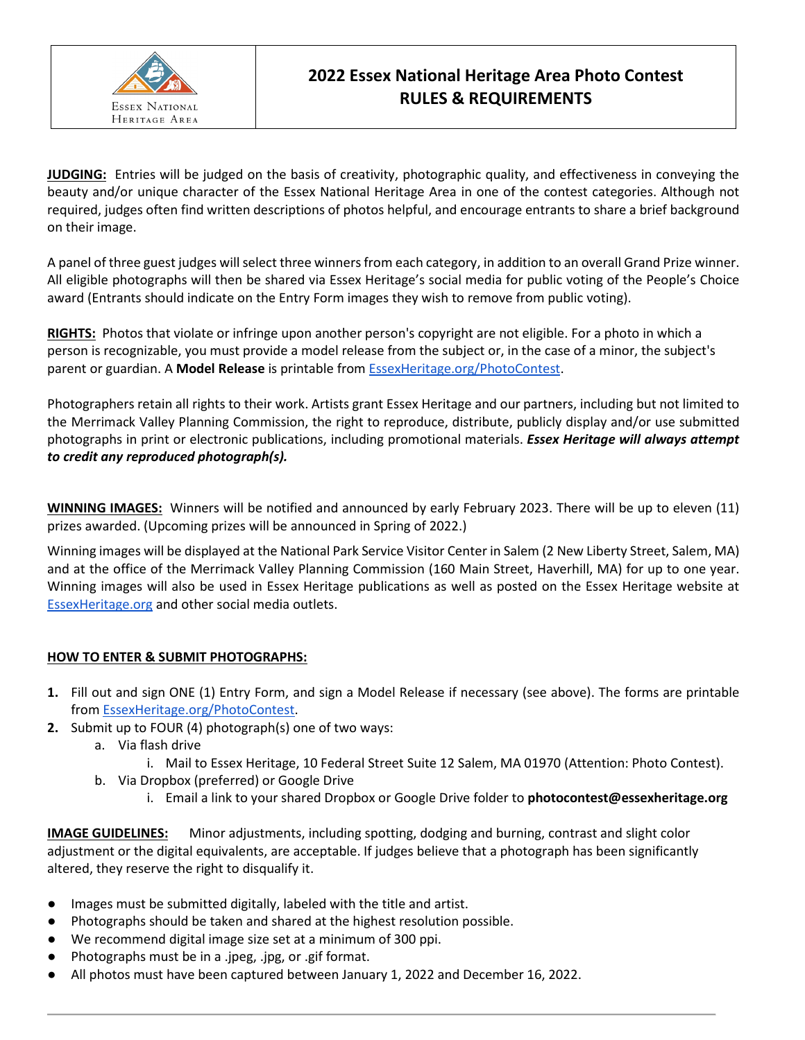| Essex National Heritage Area | **2022 Essex National Heritage Area Photo Contest RULES & REQUIREMENTS** |
|---|---|

**JUDGING:** Entries will be judged on the basis of creativity, photographic quality, and effectiveness in conveying the beauty and/or unique character of the Essex National Heritage Area in one of the contest categories. Although not required, judges often find written descriptions of photos helpful, and encourage entrants to share a brief background on their image.

A panel of three guest judges will select three winners from each category, in addition to an overall Grand Prize winner. All eligible photographs will then be shared via Essex Heritage's social media for public voting of the People's Choice award (Entrants should indicate on the Entry Form images they wish to remove from public voting).

**RIGHTS:** Photos that violate or infringe upon another person's copyright are not eligible. For a photo in which a person is recognizable, you must provide a model release from the subject or, in the case of a minor, the subject's parent or guardian. A **Model Release** is printable from EssexHeritage.org/PhotoContest.

Photographers retain all rights to their work. Artists grant Essex Heritage and our partners, including but not limited to the Merrimack Valley Planning Commission, the right to reproduce, distribute, publicly display and/or use submitted photographs in print or electronic publications, including promotional materials. ***Essex Heritage will always attempt to credit any reproduced photograph(s).***

**WINNING IMAGES:** Winners will be notified and announced by early February 2023. There will be up to eleven (11) prizes awarded. (Upcoming prizes will be announced in Spring of 2022.)

Winning images will be displayed at the National Park Service Visitor Center in Salem (2 New Liberty Street, Salem, MA) and at the office of the Merrimack Valley Planning Commission (160 Main Street, Haverhill, MA) for up to one year. Winning images will also be used in Essex Heritage publications as well as posted on the Essex Heritage website at EssexHeritage.org and other social media outlets.

**HOW TO ENTER & SUBMIT PHOTOGRAPHS:**

1. Fill out and sign ONE (1) Entry Form, and sign a Model Release if necessary (see above). The forms are printable from EssexHeritage.org/PhotoContest.
2. Submit up to FOUR (4) photograph(s) one of two ways:
   a. Via flash drive
      i. Mail to Essex Heritage, 10 Federal Street Suite 12 Salem, MA 01970 (Attention: Photo Contest).
   b. Via Dropbox (preferred) or Google Drive
      i. Email a link to your shared Dropbox or Google Drive folder to **photocontest@essexheritage.org**

**IMAGE GUIDELINES:** Minor adjustments, including spotting, dodging and burning, contrast and slight color adjustment or the digital equivalents, are acceptable. If judges believe that a photograph has been significantly altered, they reserve the right to disqualify it.

- Images must be submitted digitally, labeled with the title and artist.
- Photographs should be taken and shared at the highest resolution possible.
- We recommend digital image size set at a minimum of 300 ppi.
- Photographs must be in a .jpeg, .jpg, or .gif format.
- All photos must have been captured between January 1, 2022 and December 16, 2022.